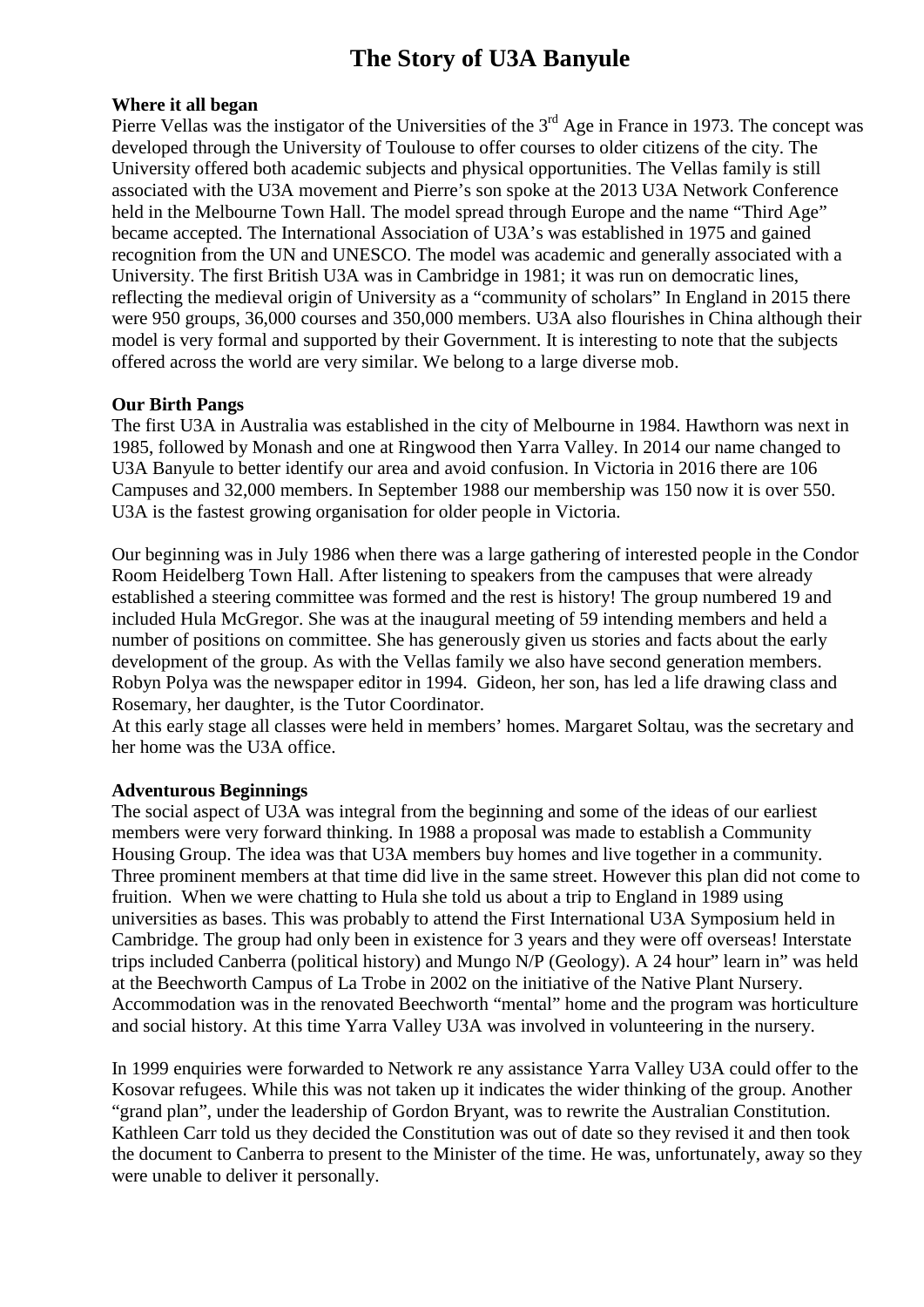# The Story of U3A Banyule

**Where it all began**

Pierre Vellas was the instigator of the Universities of the 3rd Age in France in 1973. The concept was developed through the University of Toulouse to offer courses to older citizens of the city. The University offered both academic subjects and physical opportunities. The Vellas family is still associated with the U3A movement and Pierre's son spoke at the 2013 U3A Network Conference held in the Melbourne Town Hall. The model spread through Europe and the name "Third Age" became accepted. The International Association of U3A's was established in 1975 and gained recognition from the UN and UNESCO. The model was academic and generally associated with a University. The first British U3A was in Cambridge in 1981; it was run on democratic lines, reflecting the medieval origin of University as a "community of scholars" In England in 2015 there were 950 groups, 36,000 courses and 350,000 members. U3A also flourishes in China although their model is very formal and supported by their Government. It is interesting to note that the subjects offered across the world are very similar. We belong to a large diverse mob.

**Our Birth Pangs**

The first U3A in Australia was established in the city of Melbourne in 1984. Hawthorn was next in 1985, followed by Monash and one at Ringwood then Yarra Valley. In 2014 our name changed to U3A Banyule to better identify our area and avoid confusion. In Victoria in 2016 there are 106 Campuses and 32,000 members. In September 1988 our membership was 150 now it is over 550. U3A is the fastest growing organisation for older people in Victoria.

Our beginning was in July 1986 when there was a large gathering of interested people in the Condor Room Heidelberg Town Hall. After listening to speakers from the campuses that were already established a steering committee was formed and the rest is history! The group numbered 19 and included Hula McGregor. She was at the inaugural meeting of 59 intending members and held a number of positions on committee. She has generously given us stories and facts about the early development of the group. As with the Vellas family we also have second generation members. Robyn Polya was the newspaper editor in 1994. Gideon, her son, has led a life drawing class and Rosemary, her daughter, is the Tutor Coordinator.
At this early stage all classes were held in members' homes. Margaret Soltau, was the secretary and her home was the U3A office.

**Adventurous Beginnings**

The social aspect of U3A was integral from the beginning and some of the ideas of our earliest members were very forward thinking. In 1988 a proposal was made to establish a Community Housing Group. The idea was that U3A members buy homes and live together in a community. Three prominent members at that time did live in the same street. However this plan did not come to fruition. When we were chatting to Hula she told us about a trip to England in 1989 using universities as bases. This was probably to attend the First International U3A Symposium held in Cambridge. The group had only been in existence for 3 years and they were off overseas! Interstate trips included Canberra (political history) and Mungo N/P (Geology). A 24 hour" learn in" was held at the Beechworth Campus of La Trobe in 2002 on the initiative of the Native Plant Nursery. Accommodation was in the renovated Beechworth "mental" home and the program was horticulture and social history. At this time Yarra Valley U3A was involved in volunteering in the nursery.

In 1999 enquiries were forwarded to Network re any assistance Yarra Valley U3A could offer to the Kosovar refugees. While this was not taken up it indicates the wider thinking of the group. Another "grand plan", under the leadership of Gordon Bryant, was to rewrite the Australian Constitution. Kathleen Carr told us they decided the Constitution was out of date so they revised it and then took the document to Canberra to present to the Minister of the time. He was, unfortunately, away so they were unable to deliver it personally.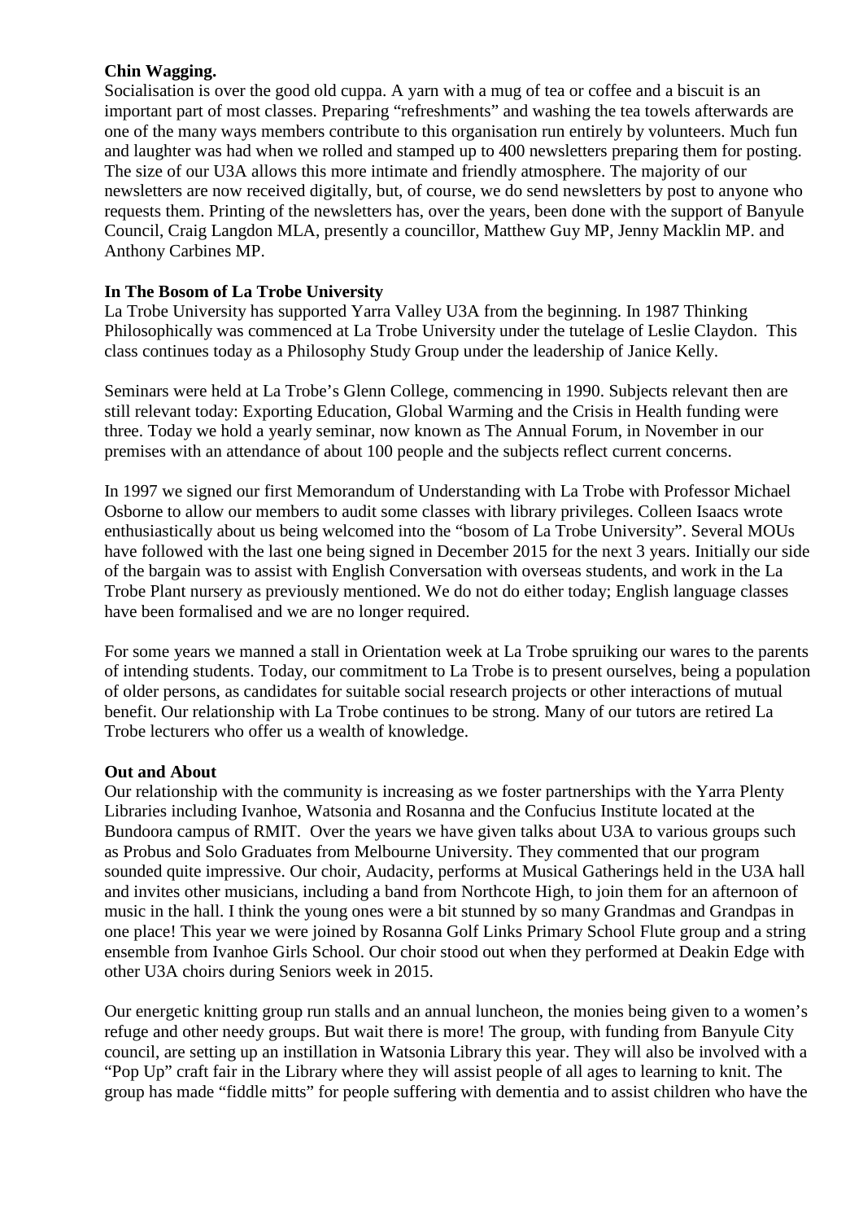**Chin Wagging.**

Socialisation is over the good old cuppa. A yarn with a mug of tea or coffee and a biscuit is an important part of most classes. Preparing "refreshments" and washing the tea towels afterwards are one of the many ways members contribute to this organisation run entirely by volunteers. Much fun and laughter was had when we rolled and stamped up to 400 newsletters preparing them for posting. The size of our U3A allows this more intimate and friendly atmosphere. The majority of our newsletters are now received digitally, but, of course, we do send newsletters by post to anyone who requests them. Printing of the newsletters has, over the years, been done with the support of Banyule Council, Craig Langdon MLA, presently a councillor, Matthew Guy MP, Jenny Macklin MP. and Anthony Carbines MP.

**In The Bosom of La Trobe University**

La Trobe University has supported Yarra Valley U3A from the beginning. In 1987 Thinking Philosophically was commenced at La Trobe University under the tutelage of Leslie Claydon. This class continues today as a Philosophy Study Group under the leadership of Janice Kelly.

Seminars were held at La Trobe's Glenn College, commencing in 1990. Subjects relevant then are still relevant today: Exporting Education, Global Warming and the Crisis in Health funding were three. Today we hold a yearly seminar, now known as The Annual Forum, in November in our premises with an attendance of about 100 people and the subjects reflect current concerns.

In 1997 we signed our first Memorandum of Understanding with La Trobe with Professor Michael Osborne to allow our members to audit some classes with library privileges. Colleen Isaacs wrote enthusiastically about us being welcomed into the "bosom of La Trobe University". Several MOUs have followed with the last one being signed in December 2015 for the next 3 years. Initially our side of the bargain was to assist with English Conversation with overseas students, and work in the La Trobe Plant nursery as previously mentioned. We do not do either today; English language classes have been formalised and we are no longer required.

For some years we manned a stall in Orientation week at La Trobe spruiking our wares to the parents of intending students. Today, our commitment to La Trobe is to present ourselves, being a population of older persons, as candidates for suitable social research projects or other interactions of mutual benefit. Our relationship with La Trobe continues to be strong. Many of our tutors are retired La Trobe lecturers who offer us a wealth of knowledge.

**Out and About**

Our relationship with the community is increasing as we foster partnerships with the Yarra Plenty Libraries including Ivanhoe, Watsonia and Rosanna and the Confucius Institute located at the Bundoora campus of RMIT. Over the years we have given talks about U3A to various groups such as Probus and Solo Graduates from Melbourne University. They commented that our program sounded quite impressive. Our choir, Audacity, performs at Musical Gatherings held in the U3A hall and invites other musicians, including a band from Northcote High, to join them for an afternoon of music in the hall. I think the young ones were a bit stunned by so many Grandmas and Grandpas in one place! This year we were joined by Rosanna Golf Links Primary School Flute group and a string ensemble from Ivanhoe Girls School. Our choir stood out when they performed at Deakin Edge with other U3A choirs during Seniors week in 2015.

Our energetic knitting group run stalls and an annual luncheon, the monies being given to a women's refuge and other needy groups. But wait there is more! The group, with funding from Banyule City council, are setting up an instillation in Watsonia Library this year. They will also be involved with a "Pop Up" craft fair in the Library where they will assist people of all ages to learning to knit. The group has made "fiddle mitts" for people suffering with dementia and to assist children who have the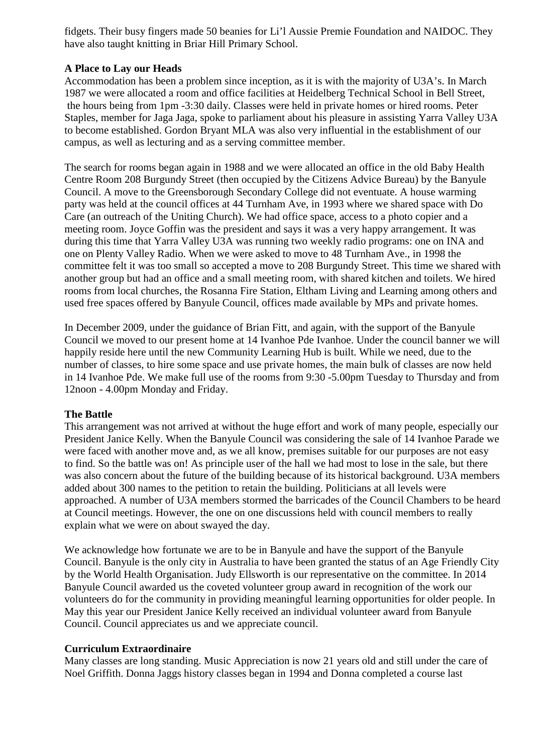fidgets. Their busy fingers made 50 beanies for Li'l Aussie Premie Foundation and NAIDOC. They have also taught knitting in Briar Hill Primary School.

**A Place to Lay our Heads**

Accommodation has been a problem since inception, as it is with the majority of U3A's. In March 1987 we were allocated a room and office facilities at Heidelberg Technical School in Bell Street, the hours being from 1pm -3:30 daily. Classes were held in private homes or hired rooms. Peter Staples, member for Jaga Jaga, spoke to parliament about his pleasure in assisting Yarra Valley U3A to become established. Gordon Bryant MLA was also very influential in the establishment of our campus, as well as lecturing and as a serving committee member.

The search for rooms began again in 1988 and we were allocated an office in the old Baby Health Centre Room 208 Burgundy Street (then occupied by the Citizens Advice Bureau) by the Banyule Council. A move to the Greensborough Secondary College did not eventuate. A house warming party was held at the council offices at 44 Turnham Ave, in 1993 where we shared space with Do Care (an outreach of the Uniting Church). We had office space, access to a photo copier and a meeting room. Joyce Goffin was the president and says it was a very happy arrangement. It was during this time that Yarra Valley U3A was running two weekly radio programs: one on INA and one on Plenty Valley Radio. When we were asked to move to 48 Turnham Ave., in 1998 the committee felt it was too small so accepted a move to 208 Burgundy Street. This time we shared with another group but had an office and a small meeting room, with shared kitchen and toilets. We hired rooms from local churches, the Rosanna Fire Station, Eltham Living and Learning among others and used free spaces offered by Banyule Council, offices made available by MPs and private homes.

In December 2009, under the guidance of Brian Fitt, and again, with the support of the Banyule Council we moved to our present home at 14 Ivanhoe Pde Ivanhoe. Under the council banner we will happily reside here until the new Community Learning Hub is built. While we need, due to the number of classes, to hire some space and use private homes, the main bulk of classes are now held in 14 Ivanhoe Pde. We make full use of the rooms from 9:30 -5.00pm Tuesday to Thursday and from 12noon - 4.00pm Monday and Friday.

**The Battle**

This arrangement was not arrived at without the huge effort and work of many people, especially our President Janice Kelly. When the Banyule Council was considering the sale of 14 Ivanhoe Parade we were faced with another move and, as we all know, premises suitable for our purposes are not easy to find. So the battle was on! As principle user of the hall we had most to lose in the sale, but there was also concern about the future of the building because of its historical background. U3A members added about 300 names to the petition to retain the building. Politicians at all levels were approached. A number of U3A members stormed the barricades of the Council Chambers to be heard at Council meetings. However, the one on one discussions held with council members to really explain what we were on about swayed the day.

We acknowledge how fortunate we are to be in Banyule and have the support of the Banyule Council. Banyule is the only city in Australia to have been granted the status of an Age Friendly City by the World Health Organisation. Judy Ellsworth is our representative on the committee. In 2014 Banyule Council awarded us the coveted volunteer group award in recognition of the work our volunteers do for the community in providing meaningful learning opportunities for older people. In May this year our President Janice Kelly received an individual volunteer award from Banyule Council. Council appreciates us and we appreciate council.

**Curriculum Extraordinaire**

Many classes are long standing. Music Appreciation is now 21 years old and still under the care of Noel Griffith. Donna Jaggs history classes began in 1994 and Donna completed a course last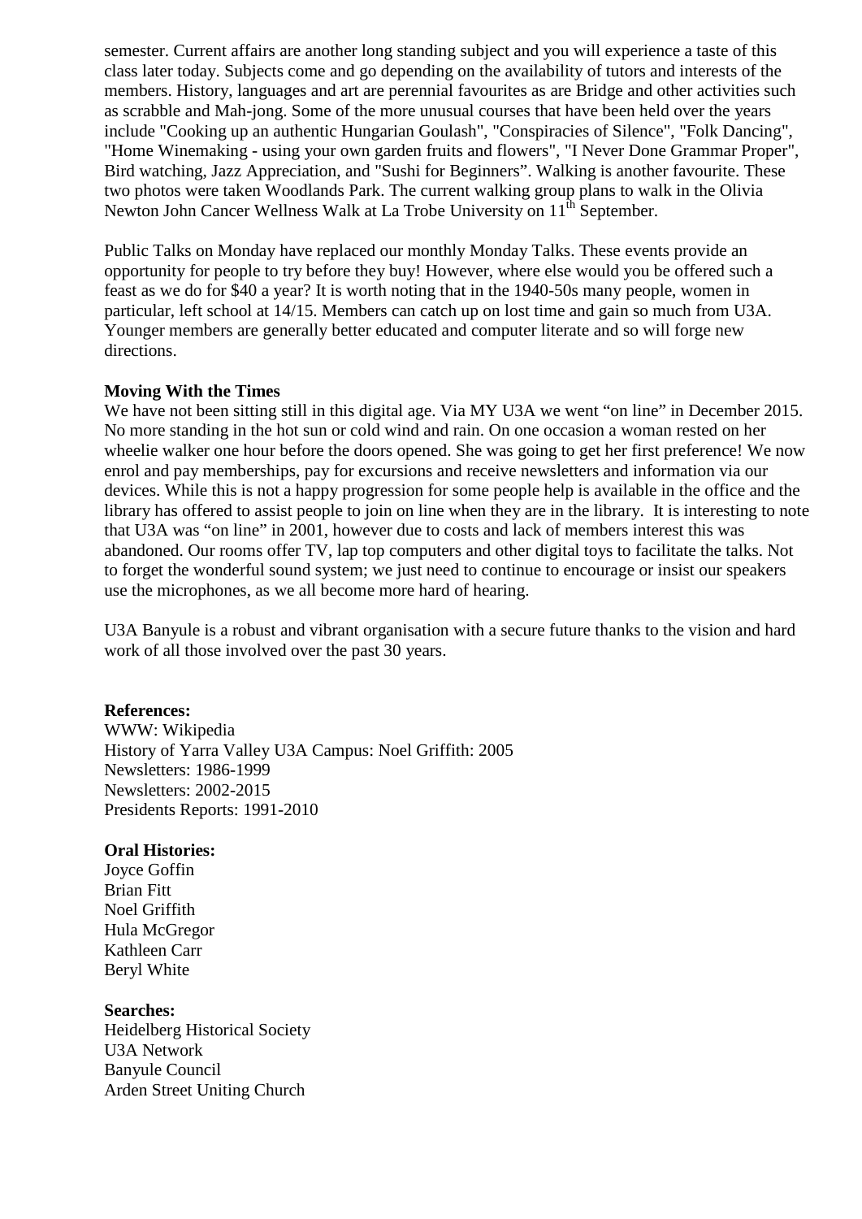semester. Current affairs are another long standing subject and you will experience a taste of this class later today. Subjects come and go depending on the availability of tutors and interests of the members. History, languages and art are perennial favourites as are Bridge and other activities such as scrabble and Mah-jong. Some of the more unusual courses that have been held over the years include "Cooking up an authentic Hungarian Goulash", "Conspiracies of Silence", "Folk Dancing", "Home Winemaking - using your own garden fruits and flowers", "I Never Done Grammar Proper", Bird watching, Jazz Appreciation, and "Sushi for Beginners". Walking is another favourite. These two photos were taken Woodlands Park. The current walking group plans to walk in the Olivia Newton John Cancer Wellness Walk at La Trobe University on 11th September.

Public Talks on Monday have replaced our monthly Monday Talks. These events provide an opportunity for people to try before they buy! However, where else would you be offered such a feast as we do for $40 a year? It is worth noting that in the 1940-50s many people, women in particular, left school at 14/15. Members can catch up on lost time and gain so much from U3A. Younger members are generally better educated and computer literate and so will forge new directions.

**Moving With the Times**

We have not been sitting still in this digital age. Via MY U3A we went "on line" in December 2015. No more standing in the hot sun or cold wind and rain. On one occasion a woman rested on her wheelie walker one hour before the doors opened. She was going to get her first preference! We now enrol and pay memberships, pay for excursions and receive newsletters and information via our devices. While this is not a happy progression for some people help is available in the office and the library has offered to assist people to join on line when they are in the library. It is interesting to note that U3A was "on line" in 2001, however due to costs and lack of members interest this was abandoned. Our rooms offer TV, lap top computers and other digital toys to facilitate the talks. Not to forget the wonderful sound system; we just need to continue to encourage or insist our speakers use the microphones, as we all become more hard of hearing.

U3A Banyule is a robust and vibrant organisation with a secure future thanks to the vision and hard work of all those involved over the past 30 years.

**References:**
WWW: Wikipedia
History of Yarra Valley U3A Campus: Noel Griffith: 2005
Newsletters: 1986-1999
Newsletters: 2002-2015
Presidents Reports: 1991-2010

**Oral Histories:**
Joyce Goffin
Brian Fitt
Noel Griffith
Hula McGregor
Kathleen Carr
Beryl White

**Searches:**
Heidelberg Historical Society
U3A Network
Banyule Council
Arden Street Uniting Church